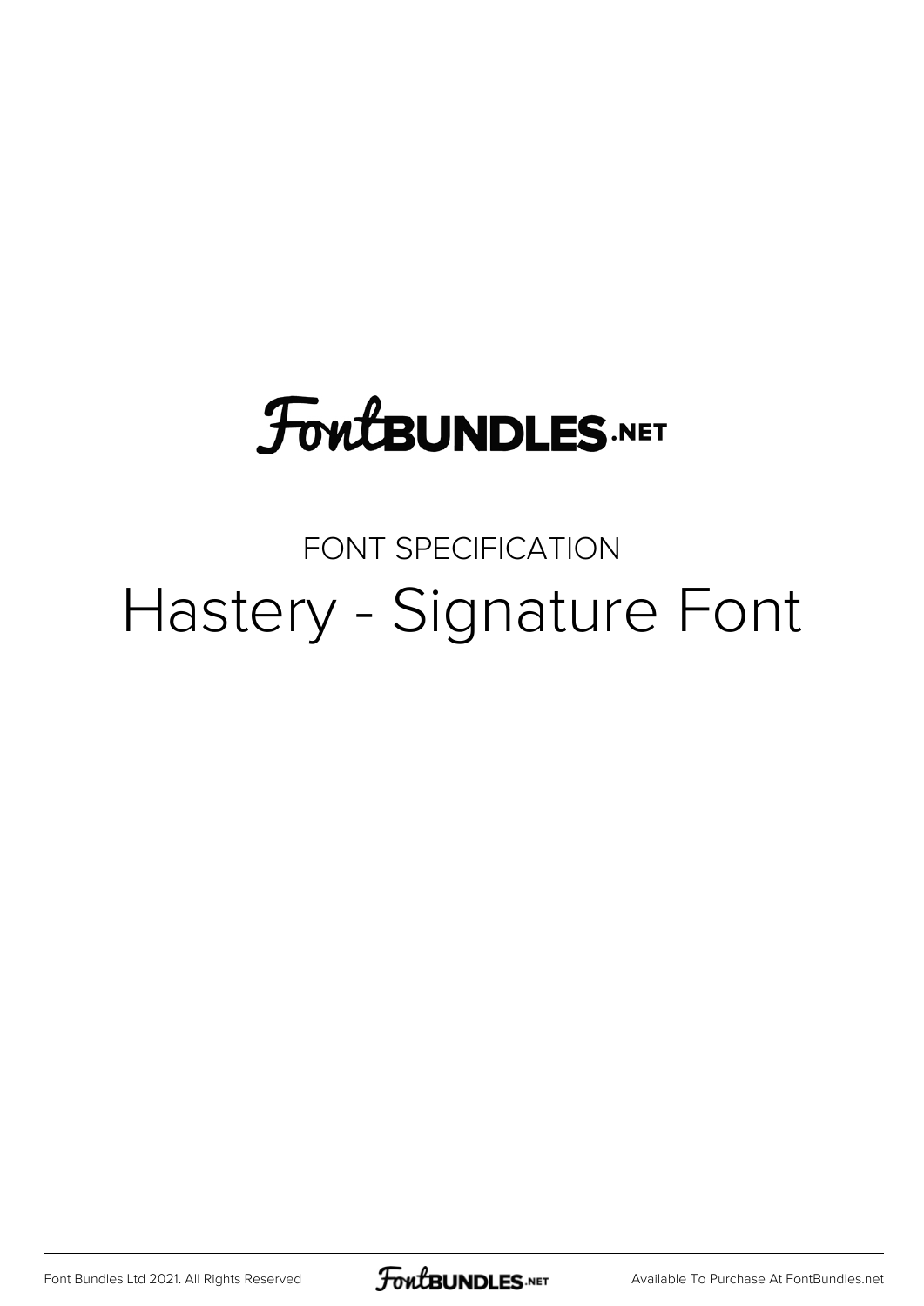FontBUNDLES.NET

FONT SPECIFICATION

# Hastery - Signature Font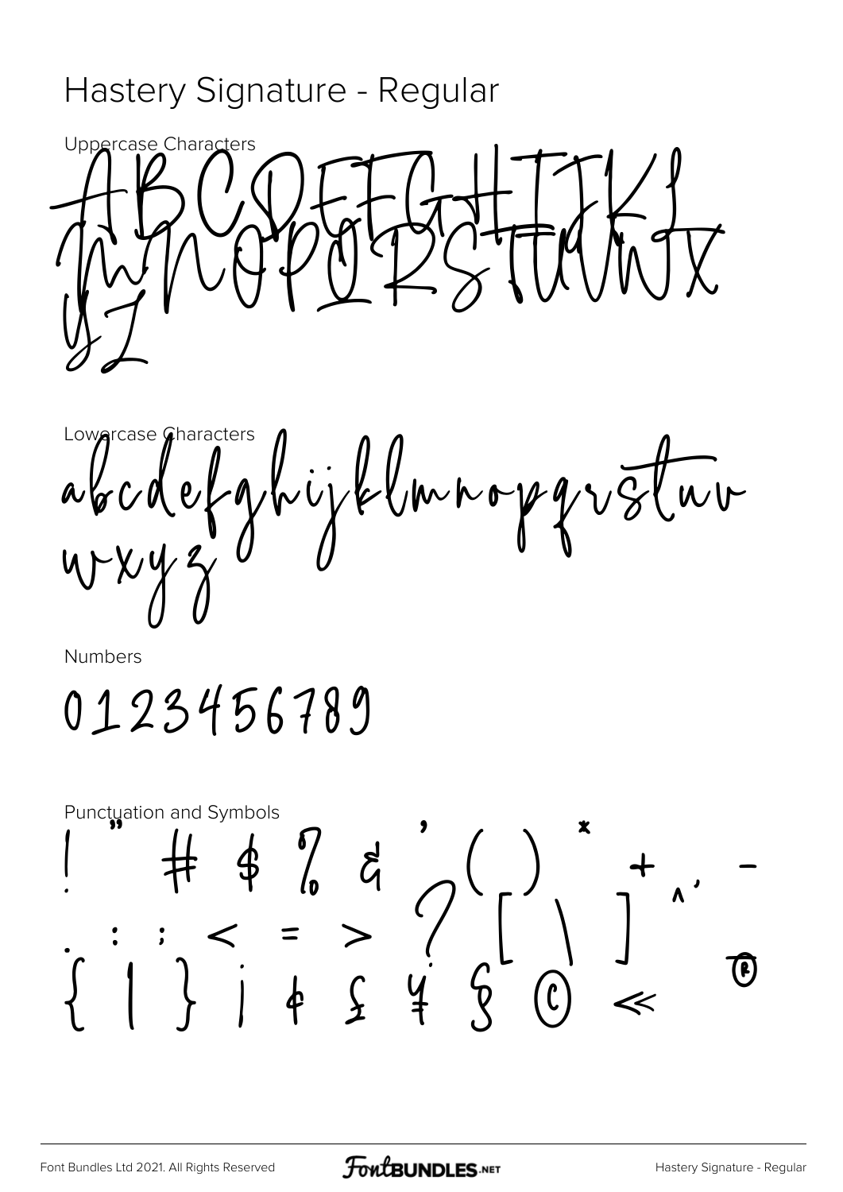# Hastery Signature - Regular

Uppercase Characters

ABCDEFGHIJKL
MNOPQRSTUVWX
YZ

Lowercase Characters

abcdefghijklmnopqrstuv
wxyz

Numbers

0123456789

Punctuation and Symbols

! " # $ % & ' ( ) * + , -
. : ; < = > ? [ \ ] ^ `
{ | } ¡ ¢ £ ¥ § © « ®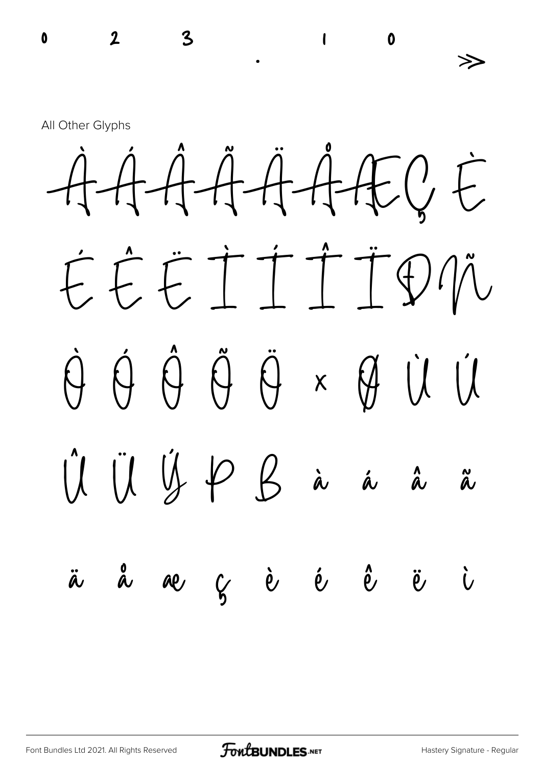0 2 3 . ı 0 »

All Other Glyphs

À Á Â Ã Ä Å Æ Ç È

É Ê Ë Ì Í Î Ï Ð Ñ

Ò Ó Ô Õ Ö × Ø Ù Ú

Û Ü Ý Þ ß à á â ã

ä å æ ç è é ê ë ì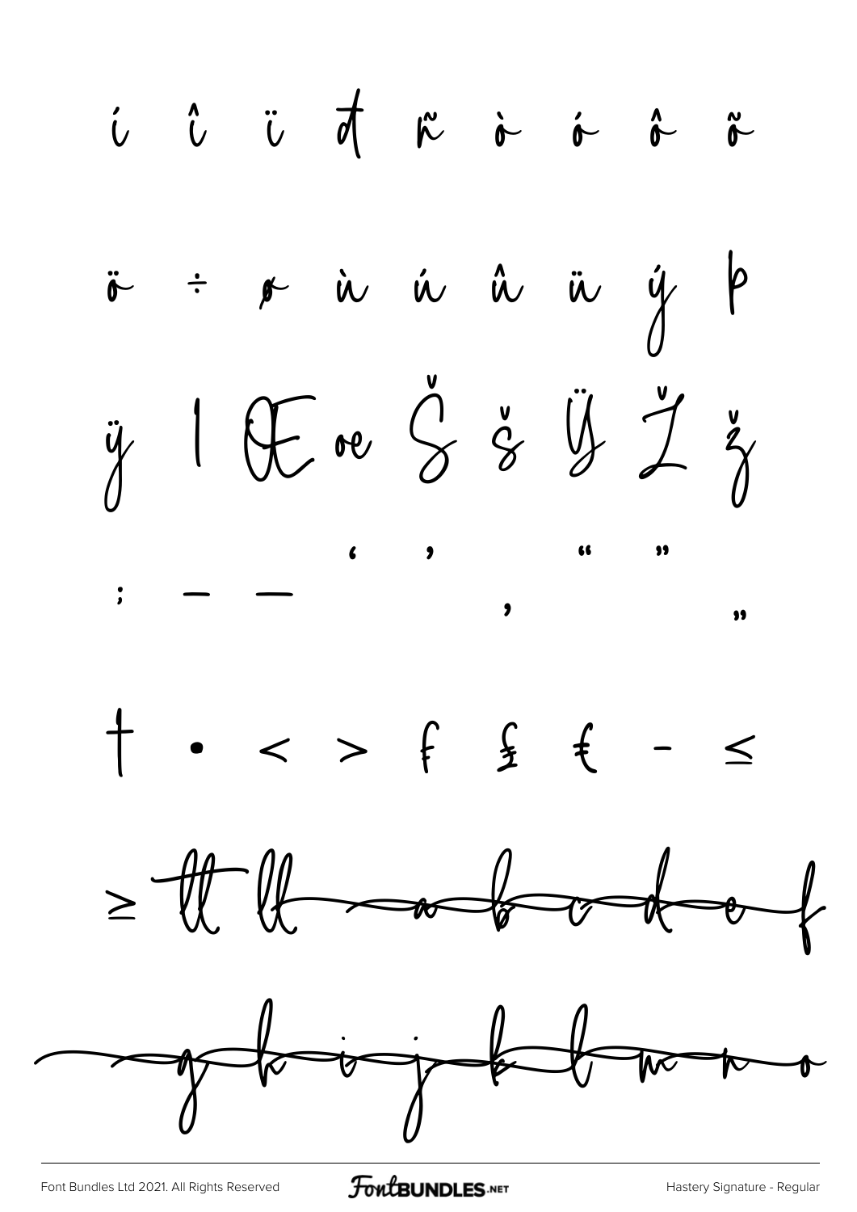í î ï ð ñ ò ó ô õ

ö ÷ ø ù ú û ü ý þ

ÿ ı Œ œ Š š Ÿ Ž ž

; – — ‘ ’ ‚ “ ” „

† • ‹ › ƒ £ € - ≤

≥ ll ll a b c d e f

g h i j k l m n o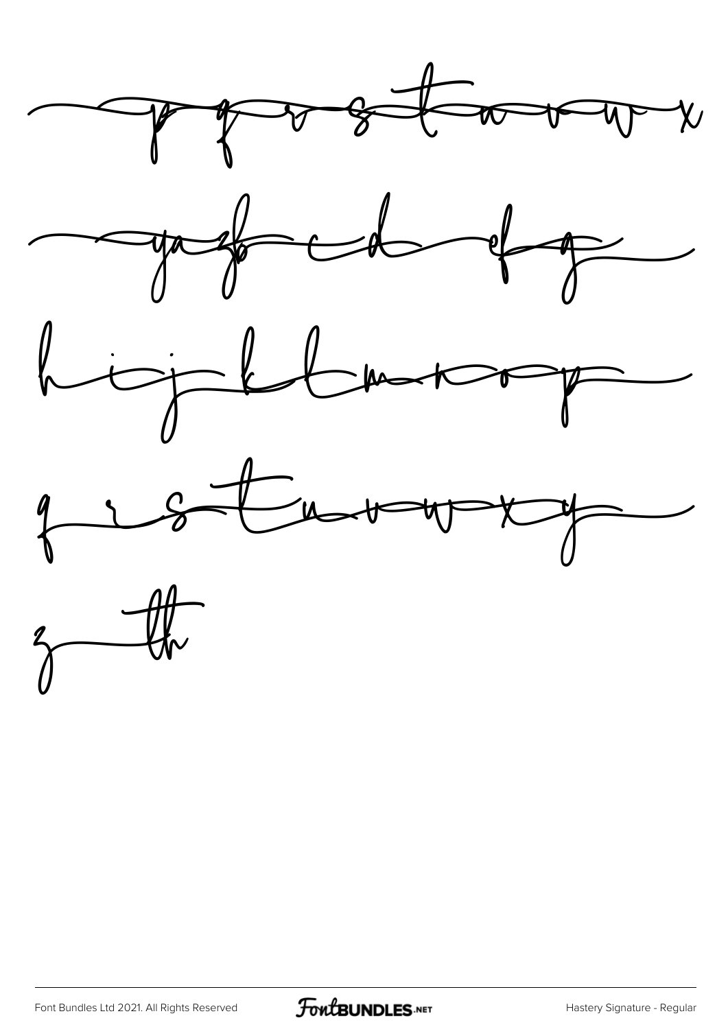p q r s t u v w x

y z b c d e f g

h i j k l m n o p

q r s t u v w x y

z th